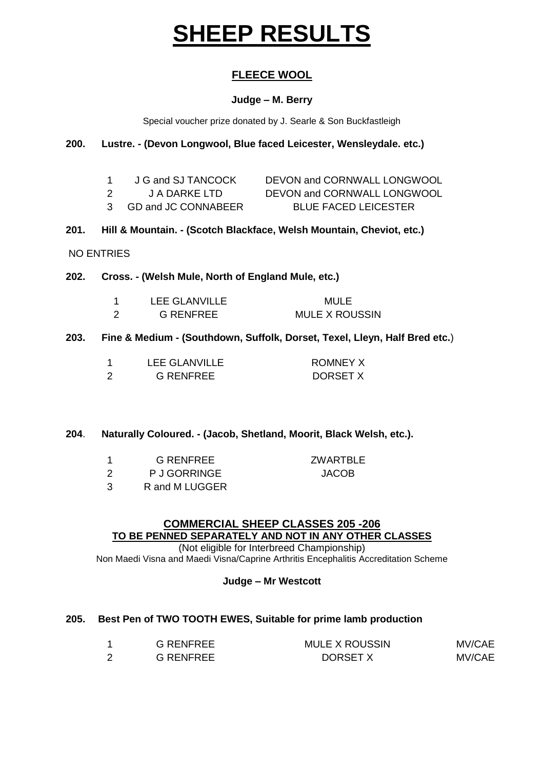# SHEEP RESULTS

## FLEECE WOOL

**Judge – M. Berry**

Special voucher prize donated by J. Searle & Son Buckfastleigh

**200. Lustre. - (Devon Longwool, Blue faced Leicester, Wensleydale. etc.)**

| | | |
|---|---|---|
| 1 | J G and SJ TANCOCK | DEVON and CORNWALL LONGWOOL |
| 2 | J A DARKE LTD | DEVON and CORNWALL LONGWOOL |
| 3 | GD and JC CONNABEER | BLUE FACED LEICESTER |

**201. Hill & Mountain. - (Scotch Blackface, Welsh Mountain, Cheviot, etc.)**

NO ENTRIES

**202. Cross. - (Welsh Mule, North of England Mule, etc.)**

| | | |
|---|---|---|
| 1 | LEE GLANVILLE | MULE |
| 2 | G RENFREE | MULE X ROUSSIN |

**203. Fine & Medium - (Southdown, Suffolk, Dorset, Texel, Lleyn, Half Bred etc.)**

| | | |
|---|---|---|
| 1 | LEE GLANVILLE | ROMNEY X |
| 2 | G RENFREE | DORSET X |

**204. Naturally Coloured. - (Jacob, Shetland, Moorit, Black Welsh, etc.).**

| | | |
|---|---|---|
| 1 | G RENFREE | ZWARTBLE |
| 2 | P J GORRINGE | JACOB |
| 3 | R and M LUGGER | |

## COMMERCIAL SHEEP CLASSES 205 -206
## TO BE PENNED SEPARATELY AND NOT IN ANY OTHER CLASSES

(Not eligible for Interbreed Championship)

Non Maedi Visna and Maedi Visna/Caprine Arthritis Encephalitis Accreditation Scheme

**Judge – Mr Westcott**

**205. Best Pen of TWO TOOTH EWES, Suitable for prime lamb production**

| | | | |
|---|---|---|---|
| 1 | G RENFREE | MULE X ROUSSIN | MV/CAE |
| 2 | G RENFREE | DORSET X | MV/CAE |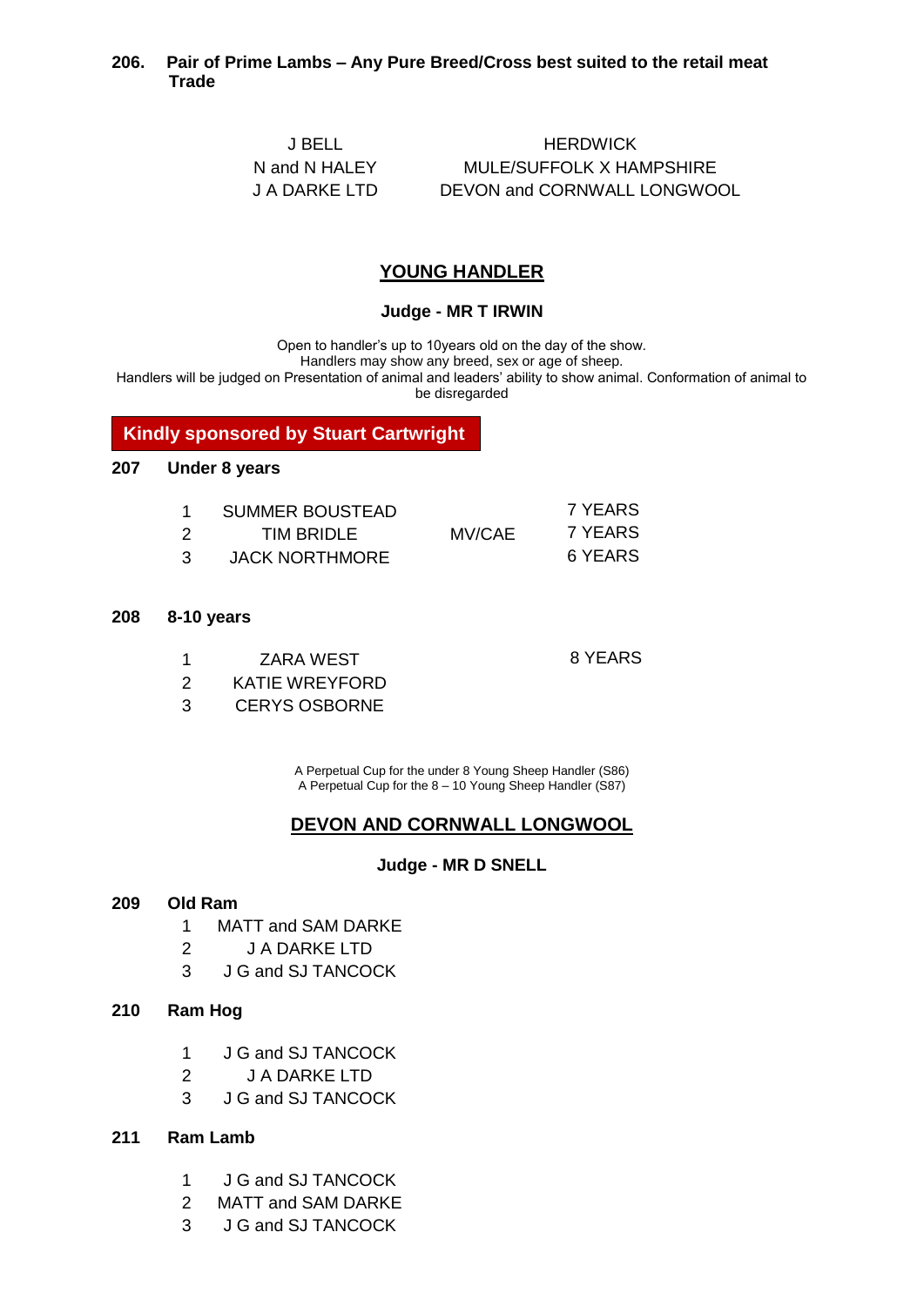**206. Pair of Prime Lambs – Any Pure Breed/Cross best suited to the retail meat Trade**

| | |
|---|---|
| J BELL | HERDWICK |
| N and N HALEY | MULE/SUFFOLK X HAMPSHIRE |
| J A DARKE LTD | DEVON and CORNWALL LONGWOOL |

## YOUNG HANDLER

**Judge - MR T IRWIN**

Open to handler's up to 10years old on the day of the show.
Handlers may show any breed, sex or age of sheep.
Handlers will be judged on Presentation of animal and leaders' ability to show animal. Conformation of animal to be disregarded

**Kindly sponsored by Stuart Cartwright**

**207 Under 8 years**

| | | | |
|---|---|---|---|
| 1 | SUMMER BOUSTEAD | | 7 YEARS |
| 2 | TIM BRIDLE | MV/CAE | 7 YEARS |
| 3 | JACK NORTHMORE | | 6 YEARS |

**208 8-10 years**

| | | |
|---|---|---|
| 1 | ZARA WEST | 8 YEARS |
| 2 | KATIE WREYFORD | |
| 3 | CERYS OSBORNE | |

A Perpetual Cup for the under 8 Young Sheep Handler (S86)
A Perpetual Cup for the 8 – 10 Young Sheep Handler (S87)

## DEVON AND CORNWALL LONGWOOL

**Judge - MR D SNELL**

**209 Old Ram**

1. MATT and SAM DARKE
2. J A DARKE LTD
3. J G and SJ TANCOCK

**210 Ram Hog**

1. J G and SJ TANCOCK
2. J A DARKE LTD
3. J G and SJ TANCOCK

**211 Ram Lamb**

1. J G and SJ TANCOCK
2. MATT and SAM DARKE
3. J G and SJ TANCOCK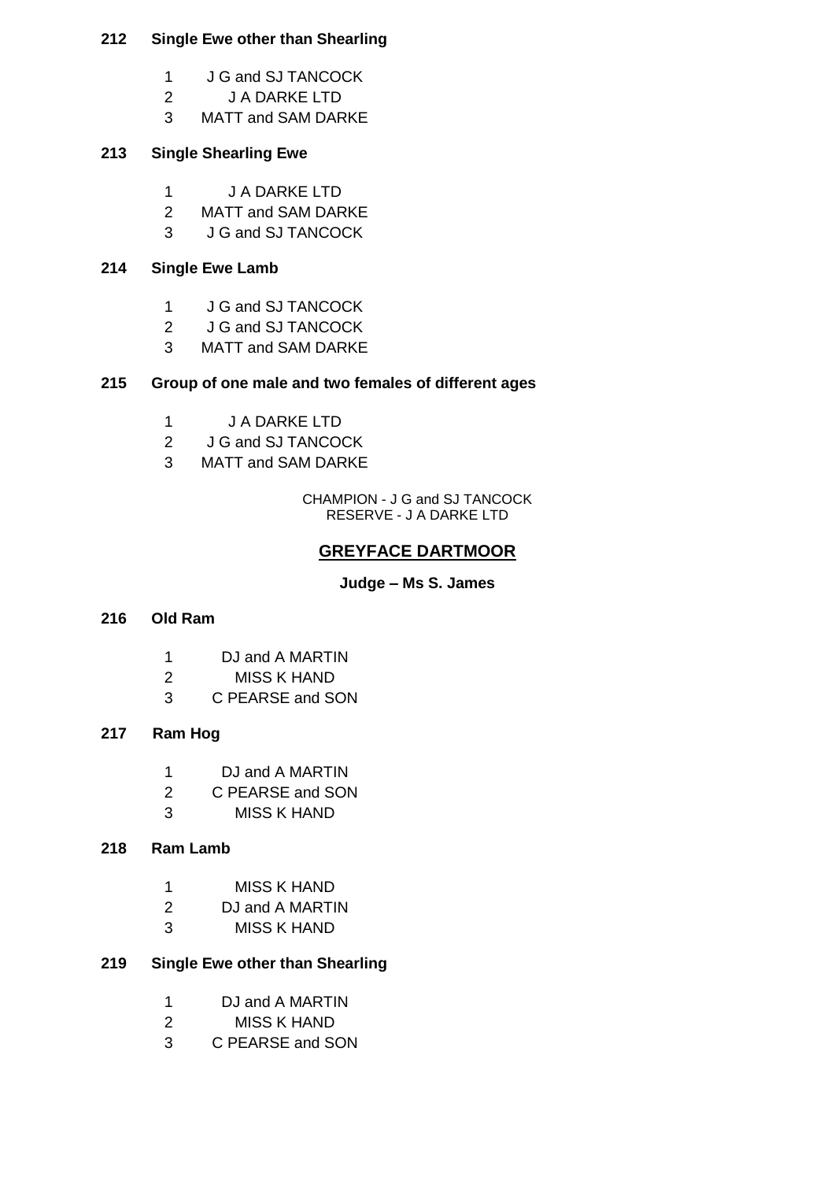**212 Single Ewe other than Shearling**

1 J G and SJ TANCOCK
2 J A DARKE LTD
3 MATT and SAM DARKE

**213 Single Shearling Ewe**

1 J A DARKE LTD
2 MATT and SAM DARKE
3 J G and SJ TANCOCK

**214 Single Ewe Lamb**

1 J G and SJ TANCOCK
2 J G and SJ TANCOCK
3 MATT and SAM DARKE

**215 Group of one male and two females of different ages**

1 J A DARKE LTD
2 J G and SJ TANCOCK
3 MATT and SAM DARKE

CHAMPION - J G and SJ TANCOCK
RESERVE - J A DARKE LTD

## GREYFACE DARTMOOR

**Judge – Ms S. James**

**216 Old Ram**

1 DJ and A MARTIN
2 MISS K HAND
3 C PEARSE and SON

**217 Ram Hog**

1 DJ and A MARTIN
2 C PEARSE and SON
3 MISS K HAND

**218 Ram Lamb**

1 MISS K HAND
2 DJ and A MARTIN
3 MISS K HAND

**219 Single Ewe other than Shearling**

1 DJ and A MARTIN
2 MISS K HAND
3 C PEARSE and SON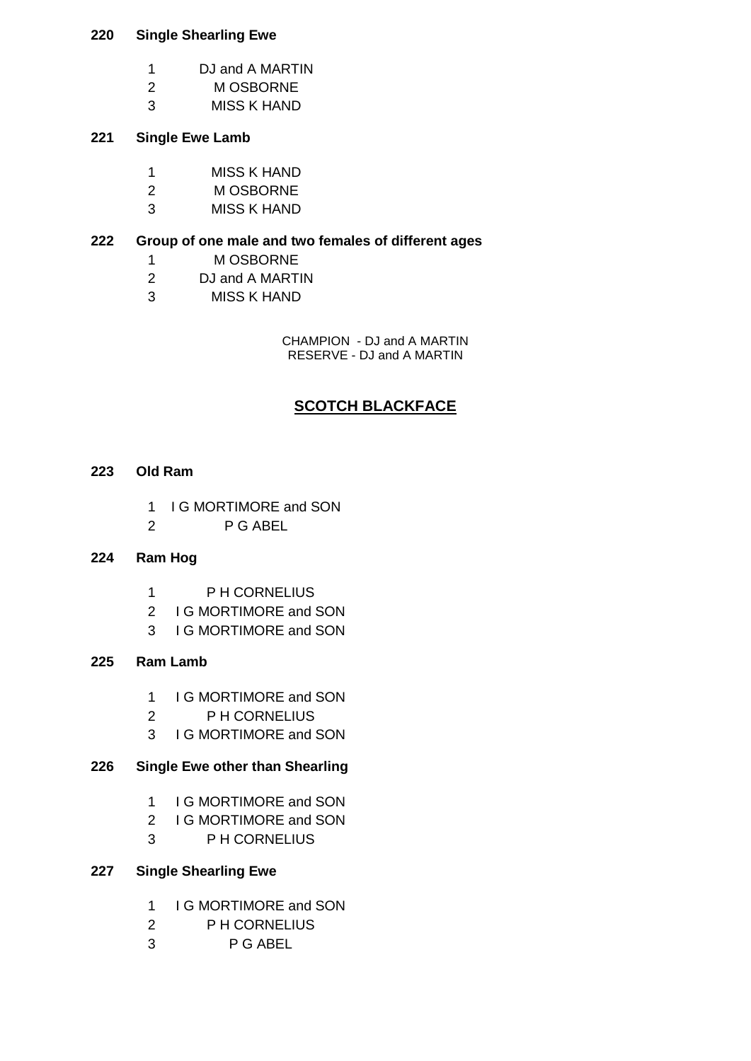**220 Single Shearling Ewe**

1 DJ and A MARTIN
2 M OSBORNE
3 MISS K HAND

**221 Single Ewe Lamb**

1 MISS K HAND
2 M OSBORNE
3 MISS K HAND

**222 Group of one male and two females of different ages**

1 M OSBORNE
2 DJ and A MARTIN
3 MISS K HAND

CHAMPION - DJ and A MARTIN
RESERVE - DJ and A MARTIN

## SCOTCH BLACKFACE

**223 Old Ram**

1 I G MORTIMORE and SON
2 P G ABEL

**224 Ram Hog**

1 P H CORNELIUS
2 I G MORTIMORE and SON
3 I G MORTIMORE and SON

**225 Ram Lamb**

1 I G MORTIMORE and SON
2 P H CORNELIUS
3 I G MORTIMORE and SON

**226 Single Ewe other than Shearling**

1 I G MORTIMORE and SON
2 I G MORTIMORE and SON
3 P H CORNELIUS

**227 Single Shearling Ewe**

1 I G MORTIMORE and SON
2 P H CORNELIUS
3 P G ABEL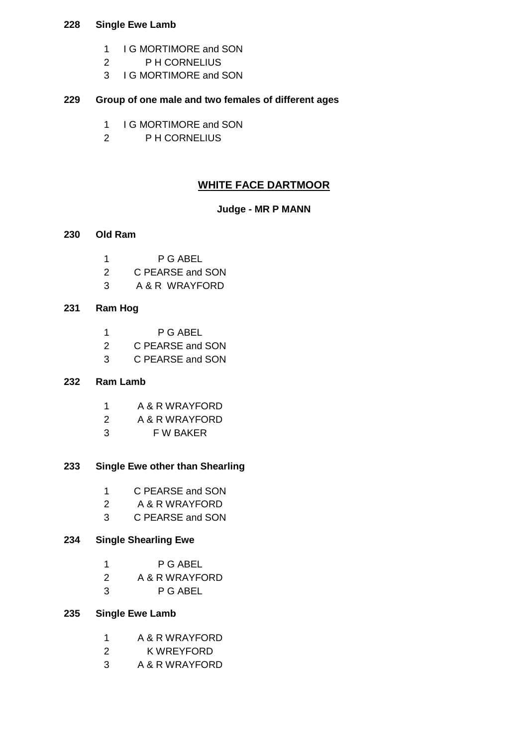**228 Single Ewe Lamb**

1. I G MORTIMORE and SON
2. P H CORNELIUS
3. I G MORTIMORE and SON

**229 Group of one male and two females of different ages**

1. I G MORTIMORE and SON
2. P H CORNELIUS

## WHITE FACE DARTMOOR

**Judge - MR P MANN**

**230 Old Ram**

1. P G ABEL
2. C PEARSE and SON
3. A & R WRAYFORD

**231 Ram Hog**

1. P G ABEL
2. C PEARSE and SON
3. C PEARSE and SON

**232 Ram Lamb**

1. A & R WRAYFORD
2. A & R WRAYFORD
3. F W BAKER

**233 Single Ewe other than Shearling**

1. C PEARSE and SON
2. A & R WRAYFORD
3. C PEARSE and SON

**234 Single Shearling Ewe**

1. P G ABEL
2. A & R WRAYFORD
3. P G ABEL

**235 Single Ewe Lamb**

1. A & R WRAYFORD
2. K WREYFORD
3. A & R WRAYFORD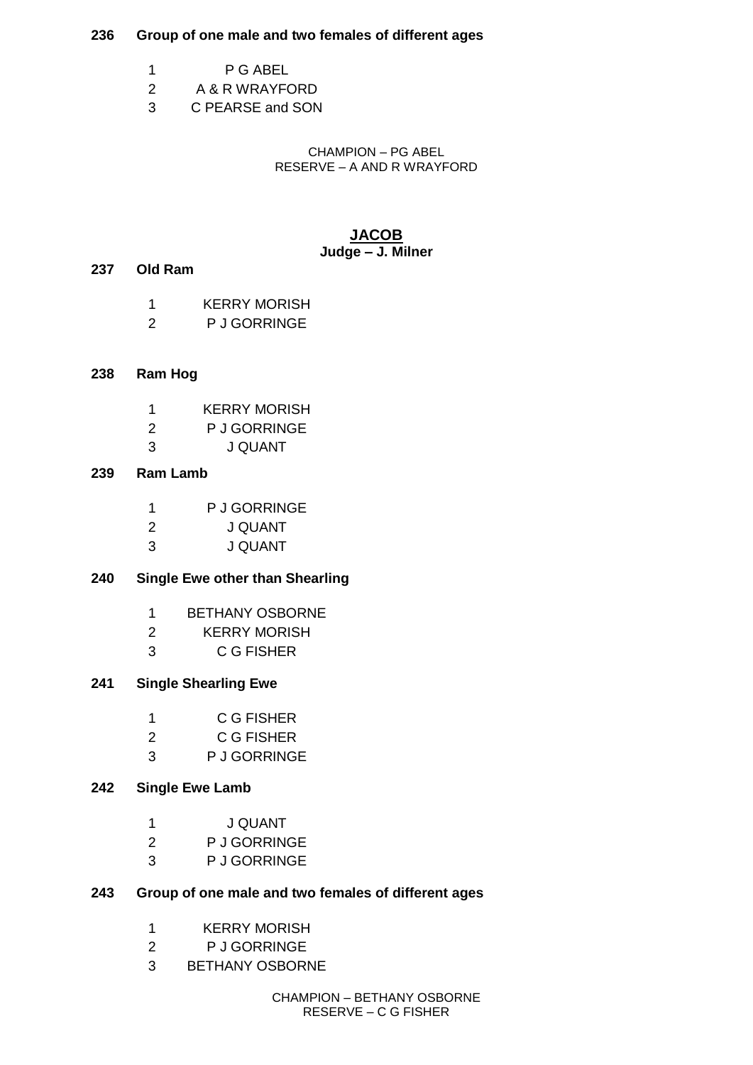**236 Group of one male and two females of different ages**

1. P G ABEL
2. A & R WRAYFORD
3. C PEARSE and SON

CHAMPION – PG ABEL
RESERVE – A AND R WRAYFORD

## JACOB

**Judge – J. Milner**

**237 Old Ram**

1. KERRY MORISH
2. P J GORRINGE

**238 Ram Hog**

1. KERRY MORISH
2. P J GORRINGE
3. J QUANT

**239 Ram Lamb**

1. P J GORRINGE
2. J QUANT
3. J QUANT

**240 Single Ewe other than Shearling**

1. BETHANY OSBORNE
2. KERRY MORISH
3. C G FISHER

**241 Single Shearling Ewe**

1. C G FISHER
2. C G FISHER
3. P J GORRINGE

**242 Single Ewe Lamb**

1. J QUANT
2. P J GORRINGE
3. P J GORRINGE

**243 Group of one male and two females of different ages**

1. KERRY MORISH
2. P J GORRINGE
3. BETHANY OSBORNE

CHAMPION – BETHANY OSBORNE
RESERVE – C G FISHER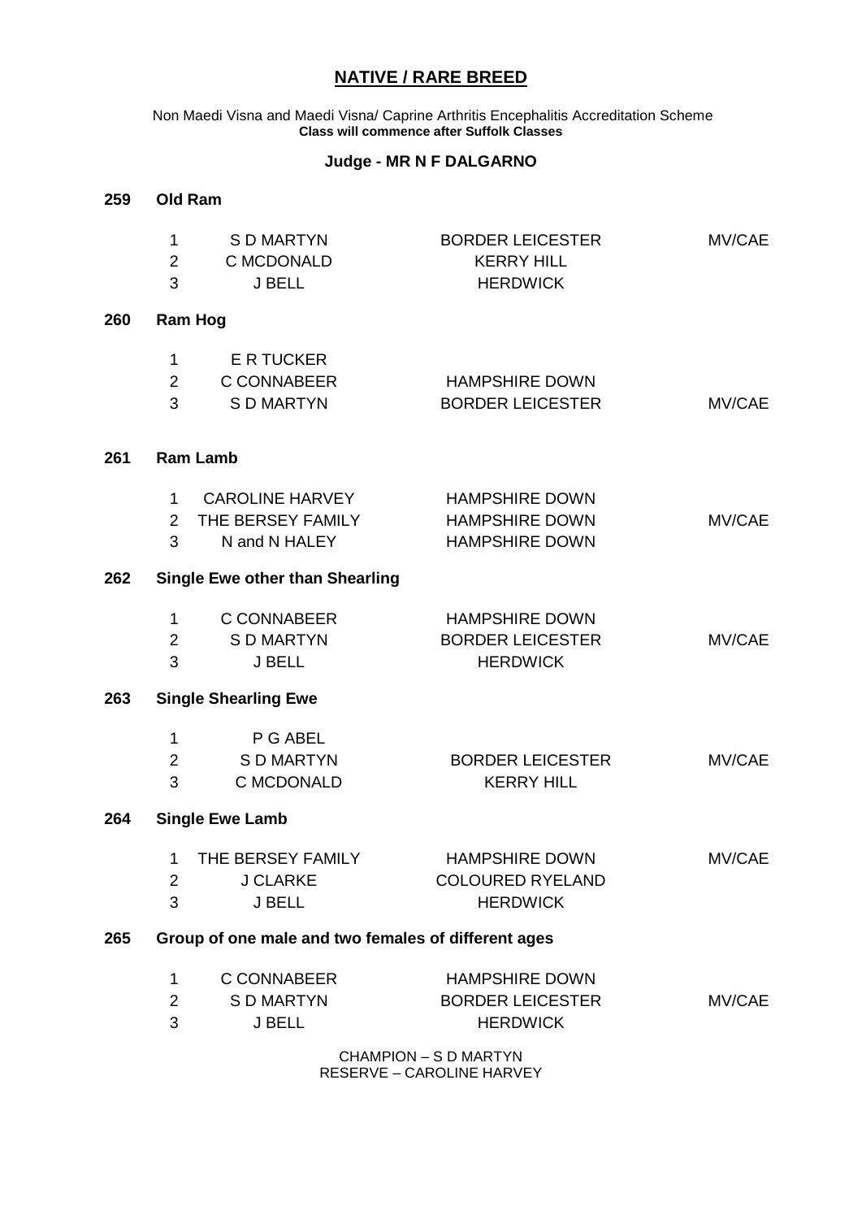# NATIVE / RARE BREED

Non Maedi Visna and Maedi Visna/ Caprine Arthritis Encephalitis Accreditation Scheme
**Class will commence after Suffolk Classes**

**Judge - MR N F DALGARNO**

## 259 Old Ram

| Place | Exhibitor | Breed | Accreditation |
|---|---|---|---|
| 1 | S D MARTYN | BORDER LEICESTER | MV/CAE |
| 2 | C MCDONALD | KERRY HILL | |
| 3 | J BELL | HERDWICK | |

## 260 Ram Hog

| Place | Exhibitor | Breed | Accreditation |
|---|---|---|---|
| 1 | E R TUCKER | | |
| 2 | C CONNABEER | HAMPSHIRE DOWN | |
| 3 | S D MARTYN | BORDER LEICESTER | MV/CAE |

## 261 Ram Lamb

| Place | Exhibitor | Breed | Accreditation |
|---|---|---|---|
| 1 | CAROLINE HARVEY | HAMPSHIRE DOWN | |
| 2 | THE BERSEY FAMILY | HAMPSHIRE DOWN | MV/CAE |
| 3 | N and N HALEY | HAMPSHIRE DOWN | |

## 262 Single Ewe other than Shearling

| Place | Exhibitor | Breed | Accreditation |
|---|---|---|---|
| 1 | C CONNABEER | HAMPSHIRE DOWN | |
| 2 | S D MARTYN | BORDER LEICESTER | MV/CAE |
| 3 | J BELL | HERDWICK | |

## 263 Single Shearling Ewe

| Place | Exhibitor | Breed | Accreditation |
|---|---|---|---|
| 1 | P G ABEL | | |
| 2 | S D MARTYN | BORDER LEICESTER | MV/CAE |
| 3 | C MCDONALD | KERRY HILL | |

## 264 Single Ewe Lamb

| Place | Exhibitor | Breed | Accreditation |
|---|---|---|---|
| 1 | THE BERSEY FAMILY | HAMPSHIRE DOWN | MV/CAE |
| 2 | J CLARKE | COLOURED RYELAND | |
| 3 | J BELL | HERDWICK | |

## 265 Group of one male and two females of different ages

| Place | Exhibitor | Breed | Accreditation |
|---|---|---|---|
| 1 | C CONNABEER | HAMPSHIRE DOWN | |
| 2 | S D MARTYN | BORDER LEICESTER | MV/CAE |
| 3 | J BELL | HERDWICK | |

CHAMPION – S D MARTYN
RESERVE – CAROLINE HARVEY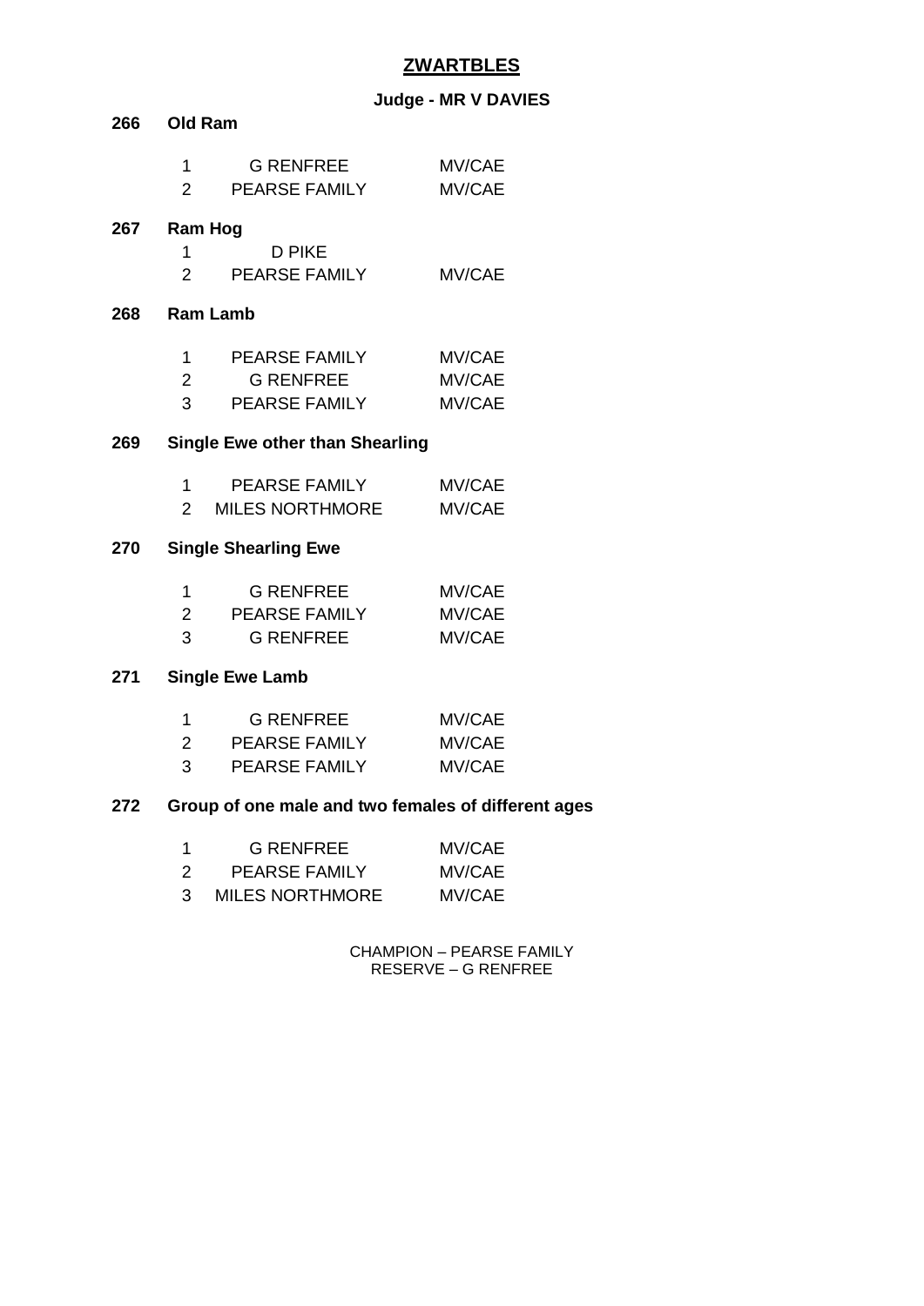# ZWARTBLES

**Judge - MR V DAVIES**

## 266 Old Ram

| | | |
|---|---|---|
| 1 | G RENFREE | MV/CAE |
| 2 | PEARSE FAMILY | MV/CAE |

## 267 Ram Hog

| | | |
|---|---|---|
| 1 | D PIKE | |
| 2 | PEARSE FAMILY | MV/CAE |

## 268 Ram Lamb

| | | |
|---|---|---|
| 1 | PEARSE FAMILY | MV/CAE |
| 2 | G RENFREE | MV/CAE |
| 3 | PEARSE FAMILY | MV/CAE |

## 269 Single Ewe other than Shearling

| | | |
|---|---|---|
| 1 | PEARSE FAMILY | MV/CAE |
| 2 | MILES NORTHMORE | MV/CAE |

## 270 Single Shearling Ewe

| | | |
|---|---|---|
| 1 | G RENFREE | MV/CAE |
| 2 | PEARSE FAMILY | MV/CAE |
| 3 | G RENFREE | MV/CAE |

## 271 Single Ewe Lamb

| | | |
|---|---|---|
| 1 | G RENFREE | MV/CAE |
| 2 | PEARSE FAMILY | MV/CAE |
| 3 | PEARSE FAMILY | MV/CAE |

## 272 Group of one male and two females of different ages

| | | |
|---|---|---|
| 1 | G RENFREE | MV/CAE |
| 2 | PEARSE FAMILY | MV/CAE |
| 3 | MILES NORTHMORE | MV/CAE |

CHAMPION – PEARSE FAMILY
RESERVE – G RENFREE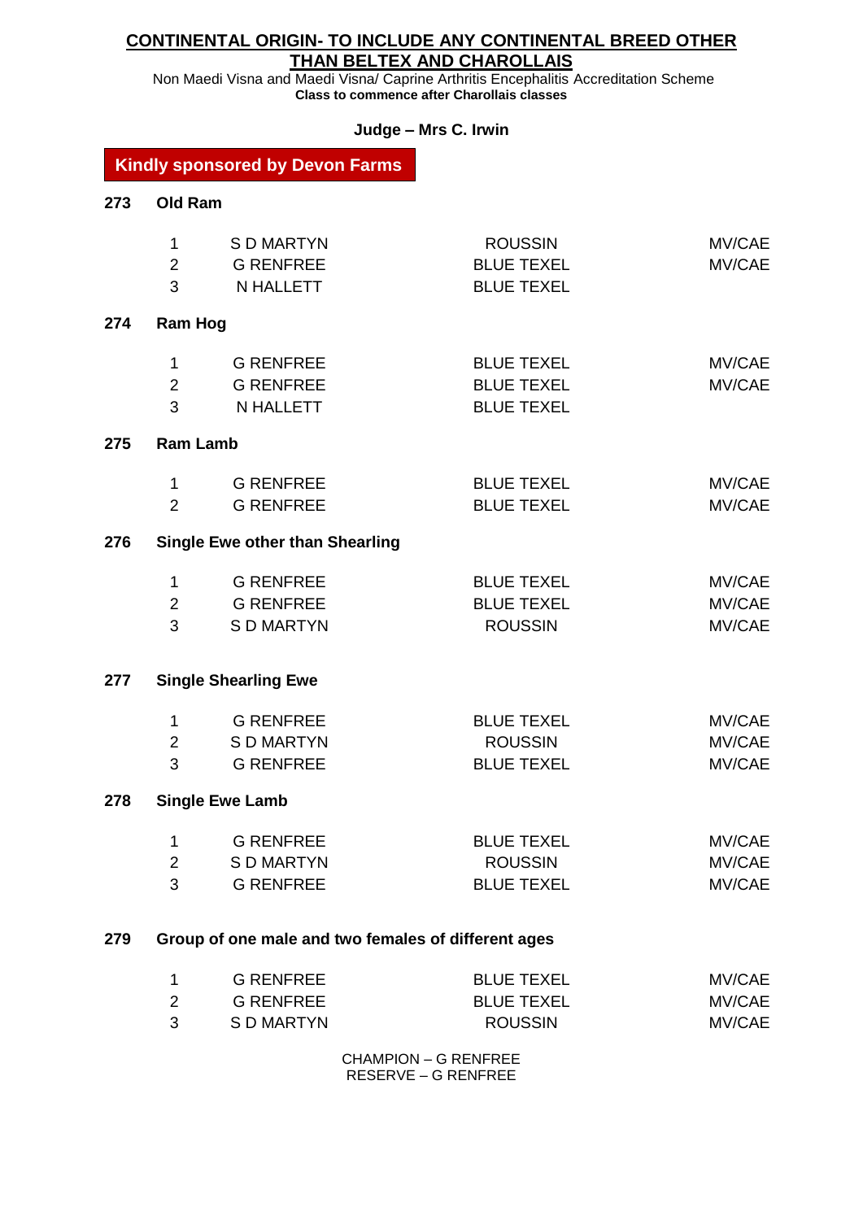## CONTINENTAL ORIGIN- TO INCLUDE ANY CONTINENTAL BREED OTHER THAN BELTEX AND CHAROLLAIS

Non Maedi Visna and Maedi Visna/ Caprine Arthritis Encephalitis Accreditation Scheme
**Class to commence after Charollais classes**

**Judge – Mrs C. Irwin**

**Kindly sponsored by Devon Farms**

### 273 Old Ram

| | | | |
|---|---|---|---|
| 1 | S D MARTYN | ROUSSIN | MV/CAE |
| 2 | G RENFREE | BLUE TEXEL | MV/CAE |
| 3 | N HALLETT | BLUE TEXEL | |

### 274 Ram Hog

| | | | |
|---|---|---|---|
| 1 | G RENFREE | BLUE TEXEL | MV/CAE |
| 2 | G RENFREE | BLUE TEXEL | MV/CAE |
| 3 | N HALLETT | BLUE TEXEL | |

### 275 Ram Lamb

| | | | |
|---|---|---|---|
| 1 | G RENFREE | BLUE TEXEL | MV/CAE |
| 2 | G RENFREE | BLUE TEXEL | MV/CAE |

### 276 Single Ewe other than Shearling

| | | | |
|---|---|---|---|
| 1 | G RENFREE | BLUE TEXEL | MV/CAE |
| 2 | G RENFREE | BLUE TEXEL | MV/CAE |
| 3 | S D MARTYN | ROUSSIN | MV/CAE |

### 277 Single Shearling Ewe

| | | | |
|---|---|---|---|
| 1 | G RENFREE | BLUE TEXEL | MV/CAE |
| 2 | S D MARTYN | ROUSSIN | MV/CAE |
| 3 | G RENFREE | BLUE TEXEL | MV/CAE |

### 278 Single Ewe Lamb

| | | | |
|---|---|---|---|
| 1 | G RENFREE | BLUE TEXEL | MV/CAE |
| 2 | S D MARTYN | ROUSSIN | MV/CAE |
| 3 | G RENFREE | BLUE TEXEL | MV/CAE |

### 279 Group of one male and two females of different ages

| | | | |
|---|---|---|---|
| 1 | G RENFREE | BLUE TEXEL | MV/CAE |
| 2 | G RENFREE | BLUE TEXEL | MV/CAE |
| 3 | S D MARTYN | ROUSSIN | MV/CAE |

CHAMPION – G RENFREE
RESERVE – G RENFREE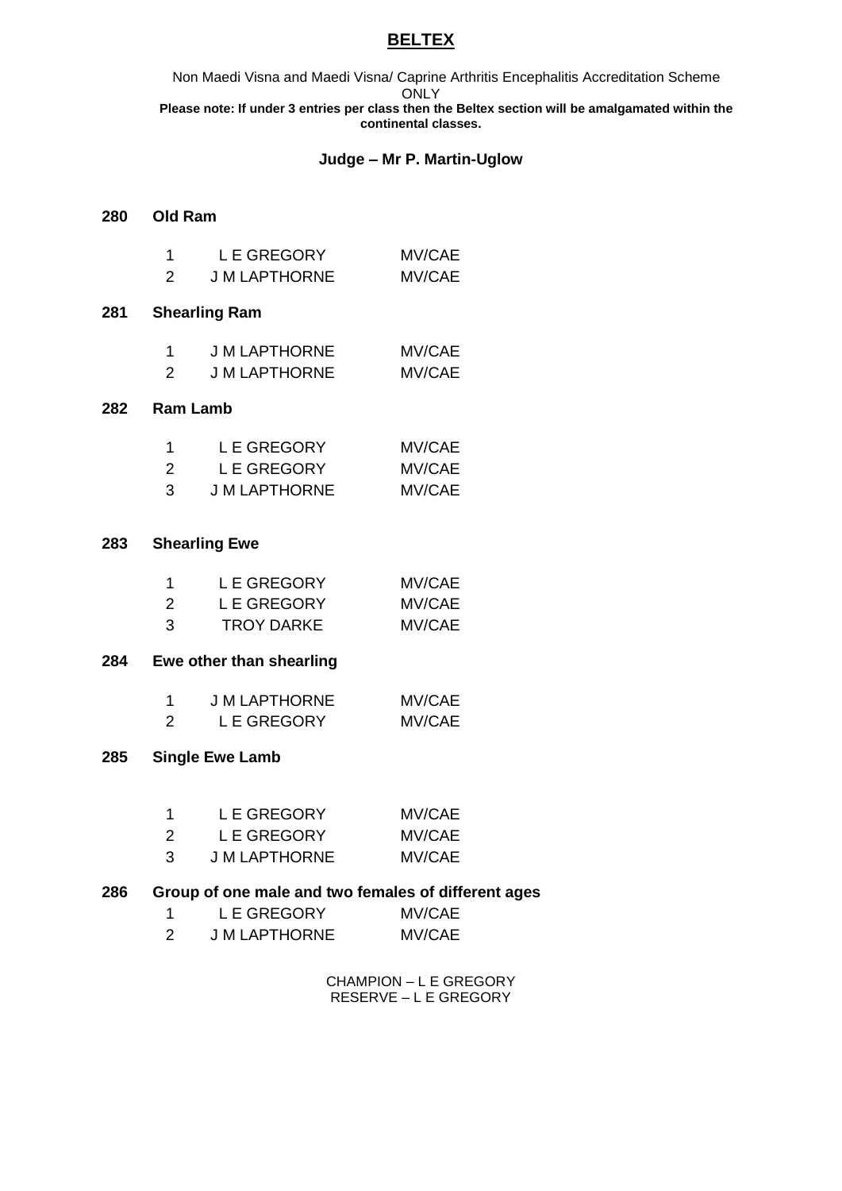# BELTEX

Non Maedi Visna and Maedi Visna/ Caprine Arthritis Encephalitis Accreditation Scheme ONLY

**Please note: If under 3 entries per class then the Beltex section will be amalgamated within the continental classes.**

**Judge – Mr P. Martin-Uglow**

## 280 Old Ram

| | | |
|---|---|---|
| 1 | L E GREGORY | MV/CAE |
| 2 | J M LAPTHORNE | MV/CAE |

## 281 Shearling Ram

| | | |
|---|---|---|
| 1 | J M LAPTHORNE | MV/CAE |
| 2 | J M LAPTHORNE | MV/CAE |

## 282 Ram Lamb

| | | |
|---|---|---|
| 1 | L E GREGORY | MV/CAE |
| 2 | L E GREGORY | MV/CAE |
| 3 | J M LAPTHORNE | MV/CAE |

## 283 Shearling Ewe

| | | |
|---|---|---|
| 1 | L E GREGORY | MV/CAE |
| 2 | L E GREGORY | MV/CAE |
| 3 | TROY DARKE | MV/CAE |

## 284 Ewe other than shearling

| | | |
|---|---|---|
| 1 | J M LAPTHORNE | MV/CAE |
| 2 | L E GREGORY | MV/CAE |

## 285 Single Ewe Lamb

| | | |
|---|---|---|
| 1 | L E GREGORY | MV/CAE |
| 2 | L E GREGORY | MV/CAE |
| 3 | J M LAPTHORNE | MV/CAE |

## 286 Group of one male and two females of different ages

| | | |
|---|---|---|
| 1 | L E GREGORY | MV/CAE |
| 2 | J M LAPTHORNE | MV/CAE |

CHAMPION – L E GREGORY
RESERVE – L E GREGORY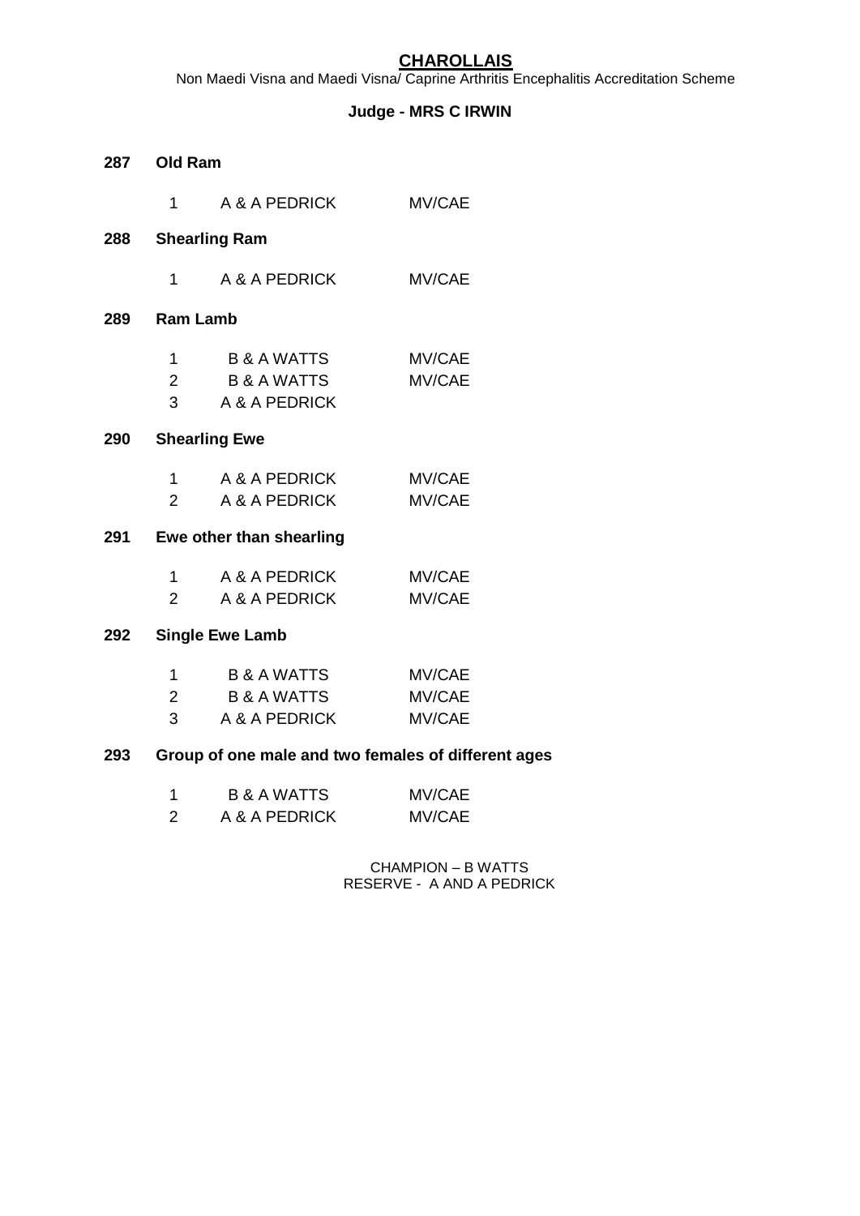# CHAROLLAIS

Non Maedi Visna and Maedi Visna/ Caprine Arthritis Encephalitis Accreditation Scheme

**Judge - MRS C IRWIN**

**287 Old Ram**

| | | |
|---|---|---|
| 1 | A & A PEDRICK | MV/CAE |

**288 Shearling Ram**

| | | |
|---|---|---|
| 1 | A & A PEDRICK | MV/CAE |

**289 Ram Lamb**

| | | |
|---|---|---|
| 1 | B & A WATTS | MV/CAE |
| 2 | B & A WATTS | MV/CAE |
| 3 | A & A PEDRICK | |

**290 Shearling Ewe**

| | | |
|---|---|---|
| 1 | A & A PEDRICK | MV/CAE |
| 2 | A & A PEDRICK | MV/CAE |

**291 Ewe other than shearling**

| | | |
|---|---|---|
| 1 | A & A PEDRICK | MV/CAE |
| 2 | A & A PEDRICK | MV/CAE |

**292 Single Ewe Lamb**

| | | |
|---|---|---|
| 1 | B & A WATTS | MV/CAE |
| 2 | B & A WATTS | MV/CAE |
| 3 | A & A PEDRICK | MV/CAE |

**293 Group of one male and two females of different ages**

| | | |
|---|---|---|
| 1 | B & A WATTS | MV/CAE |
| 2 | A & A PEDRICK | MV/CAE |

CHAMPION – B WATTS
RESERVE - A AND A PEDRICK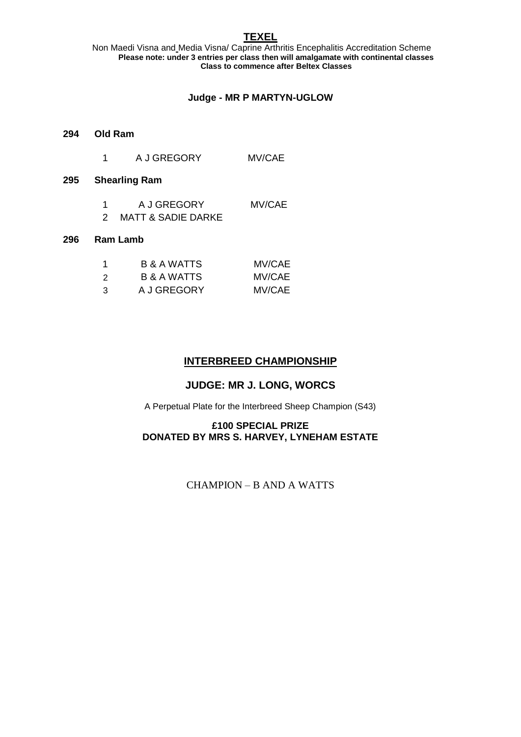## TEXEL

Non Maedi Visna and Media Visna/ Caprine Arthritis Encephalitis Accreditation Scheme
**Please note: under 3 entries per class then will amalgamate with continental classes**
**Class to commence after Beltex Classes**

**Judge - MR P MARTYN-UGLOW**

**294 Old Ram**

| | | |
|---|---|---|
| 1 | A J GREGORY | MV/CAE |

**295 Shearling Ram**

| | | |
|---|---|---|
| 1 | A J GREGORY | MV/CAE |
| 2 | MATT & SADIE DARKE | |

**296 Ram Lamb**

| | | |
|---|---|---|
| 1 | B & A WATTS | MV/CAE |
| 2 | B & A WATTS | MV/CAE |
| 3 | A J GREGORY | MV/CAE |

## INTERBREED CHAMPIONSHIP

**JUDGE: MR J. LONG, WORCS**

A Perpetual Plate for the Interbreed Sheep Champion (S43)

**£100 SPECIAL PRIZE**
**DONATED BY MRS S. HARVEY, LYNEHAM ESTATE**

CHAMPION – B AND A WATTS